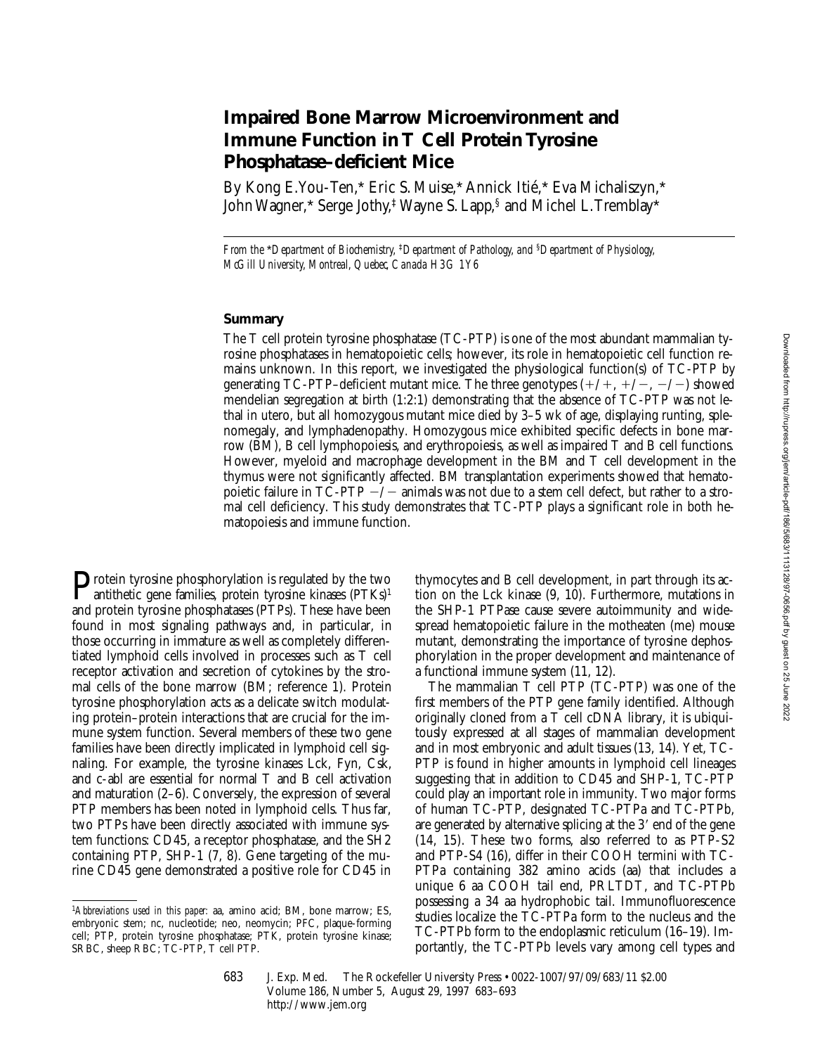# Impaired Bone Marrow Microenvironment and Immune Function in T Cell Protein Tyrosine Phosphatase–deficient Mice

By Kong E. You-Ten,* Eric S. Muise,* Annick Itié,* Eva Michaliszyn,* John Wagner,* Serge Jothy,‡ Wayne S. Lapp,§ and Michel L. Tremblay*

*From the \*Department of Biochemistry, ‡Department of Pathology, and §Department of Physiology, McGill University, Montreal, Quebec, Canada H3G 1Y6*

## Summary

The T cell protein tyrosine phosphatase (TC-PTP) is one of the most abundant mammalian tyrosine phosphatases in hematopoietic cells; however, its role in hematopoietic cell function remains unknown. In this report, we investigated the physiological function(s) of TC-PTP by generating TC-PTP–deficient mutant mice. The three genotypes (+/+, +/−, −/−) showed mendelian segregation at birth (1:2:1) demonstrating that the absence of TC-PTP was not lethal in utero, but all homozygous mutant mice died by 3–5 wk of age, displaying runting, splenomegaly, and lymphadenopathy. Homozygous mice exhibited specific defects in bone marrow (BM), B cell lymphopoiesis, and erythropoiesis, as well as impaired T and B cell functions. However, myeloid and macrophage development in the BM and T cell development in the thymus were not significantly affected. BM transplantation experiments showed that hematopoietic failure in TC-PTP −/− animals was not due to a stem cell defect, but rather to a stromal cell deficiency. This study demonstrates that TC-PTP plays a significant role in both hematopoiesis and immune function.

Protein tyrosine phosphorylation is regulated by the two antithetic gene families, protein tyrosine kinases (PTKs)[1] and protein tyrosine phosphatases (PTPs). These have been found in most signaling pathways and, in particular, in those occurring in immature as well as completely differentiated lymphoid cells involved in processes such as T cell receptor activation and secretion of cytokines by the stromal cells of the bone marrow (BM; reference 1). Protein tyrosine phosphorylation acts as a delicate switch modulating protein–protein interactions that are crucial for the immune system function. Several members of these two gene families have been directly implicated in lymphoid cell signaling. For example, the tyrosine kinases Lck, Fyn, Csk, and c-abl are essential for normal T and B cell activation and maturation (2–6). Conversely, the expression of several PTP members has been noted in lymphoid cells. Thus far, two PTPs have been directly associated with immune system functions: CD45, a receptor phosphatase, and the SH2 containing PTP, SHP-1 (7, 8). Gene targeting of the murine CD45 gene demonstrated a positive role for CD45 in thymocytes and B cell development, in part through its action on the Lck kinase (9, 10). Furthermore, mutations in the SHP-1 PTPase cause severe autoimmunity and widespread hematopoietic failure in the motheaten (me) mouse mutant, demonstrating the importance of tyrosine dephosphorylation in the proper development and maintenance of a functional immune system (11, 12).

The mammalian T cell PTP (TC-PTP) was one of the first members of the PTP gene family identified. Although originally cloned from a T cell cDNA library, it is ubiquitously expressed at all stages of mammalian development and in most embryonic and adult tissues (13, 14). Yet, TC-PTP is found in higher amounts in lymphoid cell lineages suggesting that in addition to CD45 and SHP-1, TC-PTP could play an important role in immunity. Two major forms of human TC-PTP, designated TC-PTPa and TC-PTPb, are generated by alternative splicing at the 3′ end of the gene (14, 15). These two forms, also referred to as PTP-S2 and PTP-S4 (16), differ in their COOH termini with TC-PTPa containing 382 amino acids (aa) that includes a unique 6 aa COOH tail end, PRLTDT, and TC-PTPb possessing a 34 aa hydrophobic tail. Immunofluorescence studies localize the TC-PTPa form to the nucleus and the TC-PTPb form to the endoplasmic reticulum (16–19). Importantly, the TC-PTPb levels vary among cell types and

[1]*Abbreviations used in this paper:* aa, amino acid; BM, bone marrow; ES, embryonic stem; nc, nucleotide; neo, neomycin; PFC, plaque-forming cell; PTP, protein tyrosine phosphatase; PTK, protein tyrosine kinase; SRBC, sheep RBC; TC-PTP, T cell PTP.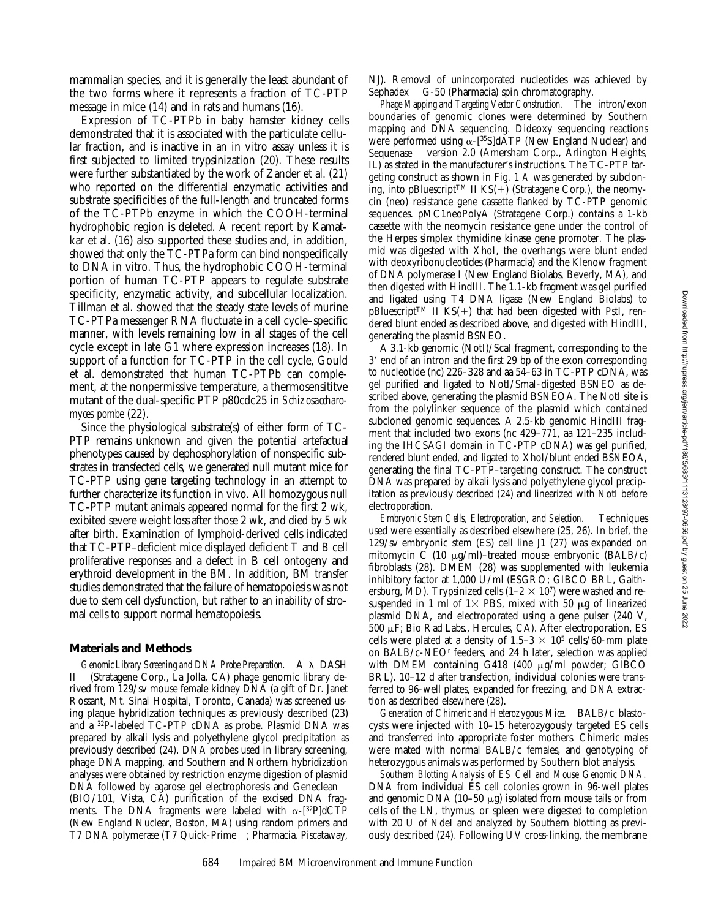mammalian species, and it is generally the least abundant of the two forms where it represents a fraction of TC-PTP message in mice (14) and in rats and humans (16).

Expression of TC-PTPb in baby hamster kidney cells demonstrated that it is associated with the particulate cellular fraction, and is inactive in an in vitro assay unless it is first subjected to limited trypsinization (20). These results were further substantiated by the work of Zander et al. (21) who reported on the differential enzymatic activities and substrate specificities of the full-length and truncated forms of the TC-PTPb enzyme in which the COOH-terminal hydrophobic region is deleted. A recent report by Kamatkar et al. (16) also supported these studies and, in addition, showed that only the TC-PTPa form can bind nonspecifically to DNA in vitro. Thus, the hydrophobic COOH-terminal portion of human TC-PTP appears to regulate substrate specificity, enzymatic activity, and subcellular localization. Tillman et al. showed that the steady state levels of murine TC-PTPa messenger RNA fluctuate in a cell cycle–specific manner, with levels remaining low in all stages of the cell cycle except in late G1 where expression increases (18). In support of a function for TC-PTP in the cell cycle, Gould et al. demonstrated that human TC-PTPb can complement, at the nonpermissive temperature, a thermosensititve mutant of the dual-specific PTP p80cdc25 in *Schizosaccharomyces pombe* (22).

Since the physiological substrate(s) of either form of TC-PTP remains unknown and given the potential artefactual phenotypes caused by dephosphorylation of nonspecific substrates in transfected cells, we generated null mutant mice for TC-PTP using gene targeting technology in an attempt to further characterize its function in vivo. All homozygous null TC-PTP mutant animals appeared normal for the first 2 wk, exhibited severe weight loss after those 2 wk, and died by 5 wk after birth. Examination of lymphoid-derived cells indicated that TC-PTP–deficient mice displayed deficient T and B cell proliferative responses and a defect in B cell ontogeny and erythroid development in the BM. In addition, BM transfer studies demonstrated that the failure of hematopoiesis was not due to stem cell dysfunction, but rather to an inability of stromal cells to support normal hematopoiesis.

## Materials and Methods

*Genomic Library Screening and DNA Probe Preparation.* A λ DASH II (Stratagene Corp., La Jolla, CA) phage genomic library derived from 129/sv mouse female kidney DNA (a gift of Dr. Janet Rossant, Mt. Sinai Hospital, Toronto, Canada) was screened using plaque hybridization techniques as previously described (23) and a $^{32}$P-labeled TC-PTP cDNA as probe. Plasmid DNA was prepared by alkali lysis and polyethylene glycol precipitation as previously described (24). DNA probes used in library screening, phage DNA mapping, and Southern and Northern hybridization analyses were obtained by restriction enzyme digestion of plasmid DNA followed by agarose gel electrophoresis and Geneclean (BIO/101, Vista, CA) purification of the excised DNA fragments. The DNA fragments were labeled with α-[$^{32}$P]dCTP (New England Nuclear, Boston, MA) using random primers and T7 DNA polymerase (T7 Quick-Prime™; Pharmacia, Piscataway, NJ). Removal of unincorporated nucleotides was achieved by Sephadex™ G-50 (Pharmacia) spin chromatography.

*Phage Mapping and Targeting Vector Construction.* The intron/exon boundaries of genomic clones were determined by Southern mapping and DNA sequencing. Dideoxy sequencing reactions were performed using α-[$^{35}$S]dATP (New England Nuclear) and Sequenase™ version 2.0 (Amersham Corp., Arlington Heights, IL) as stated in the manufacturer's instructions. The TC-PTP targeting construct as shown in Fig. 1 *A* was generated by subcloning, into pBluescript™ II KS(+) (Stratagene Corp.), the neomycin (neo) resistance gene cassette flanked by TC-PTP genomic sequences. pMC1neoPolyA (Stratagene Corp.) contains a 1-kb cassette with the neomycin resistance gene under the control of the Herpes simplex thymidine kinase gene promoter. The plasmid was digested with XhoI, the overhangs were blunt ended with deoxyribonucleotides (Pharmacia) and the Klenow fragment of DNA polymerase I (New England Biolabs, Beverly, MA), and then digested with HindIII. The 1.1-kb fragment was gel purified and ligated using T4 DNA ligase (New England Biolabs) to pBluescript™ II KS(+) that had been digested with PstI, rendered blunt ended as described above, and digested with HindIII, generating the plasmid BSNEO.

A 3.1-kb genomic (NotI)/ScaI fragment, corresponding to the 3′ end of an intron and the first 29 bp of the exon corresponding to nucleotide (nc) 226–328 and aa 54–63 in TC-PTP cDNA, was gel purified and ligated to NotI/SmaI-digested BSNEO as described above, generating the plasmid BSNEOA. The NotI site is from the polylinker sequence of the plasmid which contained subcloned genomic sequences. A 2.5-kb genomic HindIII fragment that included two exons (nc 429–771, aa 121–235 including the IHCSAGI domain in TC-PTP cDNA) was gel purified, rendered blunt ended, and ligated to XhoI/blunt ended BSNEOA, generating the final TC-PTP–targeting construct. The construct DNA was prepared by alkali lysis and polyethylene glycol precipitation as previously described (24) and linearized with NotI before electroporation.

*Embryonic Stem Cells, Electroporation, and Selection.* Techniques used were essentially as described elsewhere (25, 26). In brief, the 129/sv embryonic stem (ES) cell line J1 (27) was expanded on mitomycin C (10 μg/ml)–treated mouse embryonic (BALB/c) fibroblasts (28). DMEM (28) was supplemented with leukemia inhibitory factor at 1,000 U/ml (ESGRO; GIBCO BRL, Gaithersburg, MD). Trypsinized cells (1–2 × $10^7$) were washed and resuspended in 1 ml of 1× PBS, mixed with 50 μg of linearized plasmid DNA, and electroporated using a gene pulser (240 V, 500 μF; Bio Rad Labs., Hercules, CA). After electroporation, ES cells were plated at a density of 1.5–3 × $10^5$ cells/60-mm plate on BALB/c-NEO$^r$ feeders, and 24 h later, selection was applied with DMEM containing G418 (400 μg/ml powder; GIBCO BRL). 10–12 d after transfection, individual colonies were transferred to 96-well plates, expanded for freezing, and DNA extraction as described elsewhere (28).

*Generation of Chimeric and Heterozygous Mice.* BALB/c blastocysts were injected with 10–15 heterozygously targeted ES cells and transferred into appropriate foster mothers. Chimeric males were mated with normal BALB/c females, and genotyping of heterozygous animals was performed by Southern blot analysis.

*Southern Blotting Analysis of ES Cell and Mouse Genomic DNA.* DNA from individual ES cell colonies grown in 96-well plates and genomic DNA (10–50 μg) isolated from mouse tails or from cells of the LN, thymus, or spleen were digested to completion with 20 U of NdeI and analyzed by Southern blotting as previously described (24). Following UV cross-linking, the membrane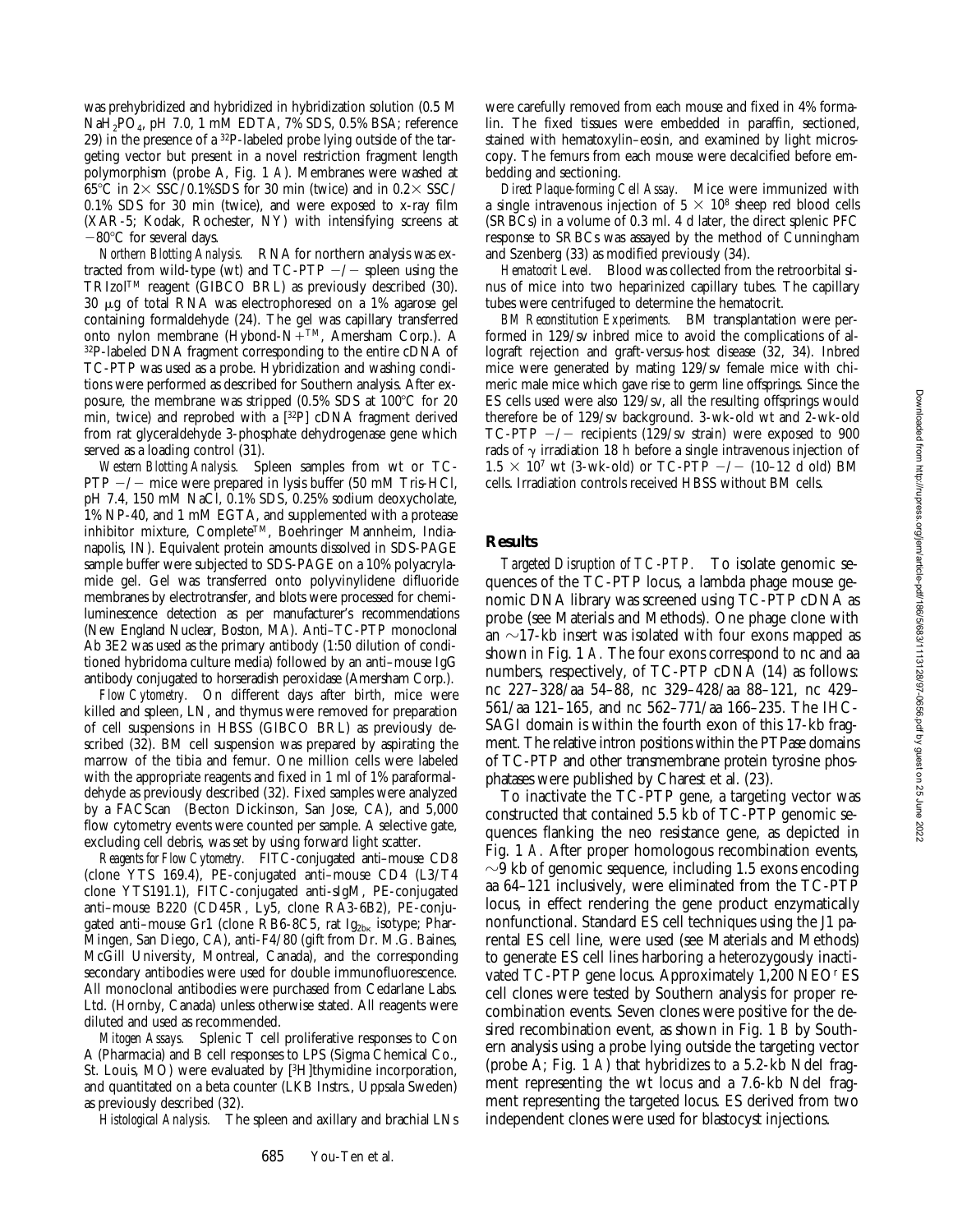was prehybridized and hybridized in hybridization solution (0.5 M $NaH_2PO_4$, pH 7.0, 1 mM EDTA, 7% SDS, 0.5% BSA; reference 29) in the presence of a $^{32}P$-labeled probe lying outside of the targeting vector but present in a novel restriction fragment length polymorphism (probe A, Fig. 1 *A*). Membranes were washed at 65°C in 2× SSC/0.1%SDS for 30 min (twice) and in 0.2× SSC/0.1% SDS for 30 min (twice), and were exposed to x-ray film (XAR-5; Kodak, Rochester, NY) with intensifying screens at −80°C for several days.

*Northern Blotting Analysis.* RNA for northern analysis was extracted from wild-type (wt) and TC-PTP −/− spleen using the TRIzol™ reagent (GIBCO BRL) as previously described (30). 30 μg of total RNA was electrophoresed on a 1% agarose gel containing formaldehyde (24). The gel was capillary transferred onto nylon membrane (Hybond-N+™, Amersham Corp.). A $^{32}P$-labeled DNA fragment corresponding to the entire cDNA of TC-PTP was used as a probe. Hybridization and washing conditions were performed as described for Southern analysis. After exposure, the membrane was stripped (0.5% SDS at 100°C for 20 min, twice) and reprobed with a [$^{32}P$] cDNA fragment derived from rat glyceraldehyde 3-phosphate dehydrogenase gene which served as a loading control (31).

*Western Blotting Analysis.* Spleen samples from wt or TC-PTP −/− mice were prepared in lysis buffer (50 mM Tris-HCl, pH 7.4, 150 mM NaCl, 0.1% SDS, 0.25% sodium deoxycholate, 1% NP-40, and 1 mM EGTA, and supplemented with a protease inhibitor mixture, Complete™, Boehringer Mannheim, Indianapolis, IN). Equivalent protein amounts dissolved in SDS-PAGE sample buffer were subjected to SDS-PAGE on a 10% polyacrylamide gel. Gel was transferred onto polyvinylidene difluoride membranes by electrotransfer, and blots were processed for chemiluminescence detection as per manufacturer's recommendations (New England Nuclear, Boston, MA). Anti–TC-PTP monoclonal Ab 3E2 was used as the primary antibody (1:50 dilution of conditioned hybridoma culture media) followed by an anti–mouse IgG antibody conjugated to horseradish peroxidase (Amersham Corp.).

*Flow Cytometry.* On different days after birth, mice were killed and spleen, LN, and thymus were removed for preparation of cell suspensions in HBSS (GIBCO BRL) as previously described (32). BM cell suspension was prepared by aspirating the marrow of the tibia and femur. One million cells were labeled with the appropriate reagents and fixed in 1 ml of 1% paraformaldehyde as previously described (32). Fixed samples were analyzed by a FACScan® (Becton Dickinson, San Jose, CA), and 5,000 flow cytometry events were counted per sample. A selective gate, excluding cell debris, was set by using forward light scatter.

*Reagents for Flow Cytometry.* FITC-conjugated anti–mouse CD8 (clone YTS 169.4), PE-conjugated anti–mouse CD4 (L3/T4 clone YTS191.1), FITC-conjugated anti-sIgM, PE-conjugated anti–mouse B220 (CD45R, Ly5, clone RA3-6B2), PE-conjugated anti–mouse Gr1 (clone RB6-8C5, rat $Ig_{2b\kappa}$ isotype; PharMingen, San Diego, CA), anti-F4/80 (gift from Dr. M.G. Baines, McGill University, Montreal, Canada), and the corresponding secondary antibodies were used for double immunofluorescence. All monoclonal antibodies were purchased from Cedarlane Labs. Ltd. (Hornby, Canada) unless otherwise stated. All reagents were diluted and used as recommended.

*Mitogen Assays.* Splenic T cell proliferative responses to Con A (Pharmacia) and B cell responses to LPS (Sigma Chemical Co., St. Louis, MO) were evaluated by [$^3$H]thymidine incorporation, and quantitated on a beta counter (LKB Instrs., Uppsala Sweden) as previously described (32).

*Histological Analysis.* The spleen and axillary and brachial LNs were carefully removed from each mouse and fixed in 4% formalin. The fixed tissues were embedded in paraffin, sectioned, stained with hematoxylin–eosin, and examined by light microscopy. The femurs from each mouse were decalcified before embedding and sectioning.

*Direct Plaque-forming Cell Assay.* Mice were immunized with a single intravenous injection of $5 \times 10^8$ sheep red blood cells (SRBCs) in a volume of 0.3 ml. 4 d later, the direct splenic PFC response to SRBCs was assayed by the method of Cunningham and Szenberg (33) as modified previously (34).

*Hematocrit Level.* Blood was collected from the retroorbital sinus of mice into two heparinized capillary tubes. The capillary tubes were centrifuged to determine the hematocrit.

*BM Reconstitution Experiments.* BM transplantation were performed in 129/sv inbred mice to avoid the complications of allograft rejection and graft-versus-host disease (32, 34). Inbred mice were generated by mating 129/sv female mice with chimeric male mice which gave rise to germ line offsprings. Since the ES cells used were also 129/sv, all the resulting offsprings would therefore be of 129/sv background. 3-wk-old wt and 2-wk-old TC-PTP −/− recipients (129/sv strain) were exposed to 900 rads of γ irradiation 18 h before a single intravenous injection of $1.5 \times 10^7$ wt (3-wk-old) or TC-PTP −/− (10–12 d old) BM cells. Irradiation controls received HBSS without BM cells.

## Results

*Targeted Disruption of TC-PTP.* To isolate genomic sequences of the TC-PTP locus, a lambda phage mouse genomic DNA library was screened using TC-PTP cDNA as probe (see Materials and Methods). One phage clone with an ~17-kb insert was isolated with four exons mapped as shown in Fig. 1 *A*. The four exons correspond to nc and aa numbers, respectively, of TC-PTP cDNA (14) as follows: nc 227–328/aa 54–88, nc 329–428/aa 88–121, nc 429–561/aa 121–165, and nc 562–771/aa 166–235. The IHCSAGI domain is within the fourth exon of this 17-kb fragment. The relative intron positions within the PTPase domains of TC-PTP and other transmembrane protein tyrosine phosphatases were published by Charest et al. (23).

To inactivate the TC-PTP gene, a targeting vector was constructed that contained 5.5 kb of TC-PTP genomic sequences flanking the neo resistance gene, as depicted in Fig. 1 *A*. After proper homologous recombination events, ~9 kb of genomic sequence, including 1.5 exons encoding aa 64–121 inclusively, were eliminated from the TC-PTP locus, in effect rendering the gene product enzymatically nonfunctional. Standard ES cell techniques using the J1 parental ES cell line, were used (see Materials and Methods) to generate ES cell lines harboring a heterozygously inactivated TC-PTP gene locus. Approximately 1,200 NEO$^r$ ES cell clones were tested by Southern analysis for proper recombination events. Seven clones were positive for the desired recombination event, as shown in Fig. 1 *B* by Southern analysis using a probe lying outside the targeting vector (probe A; Fig. 1 *A*) that hybridizes to a 5.2-kb NdeI fragment representing the wt locus and a 7.6-kb NdeI fragment representing the targeted locus. ES derived from two independent clones were used for blastocyst injections.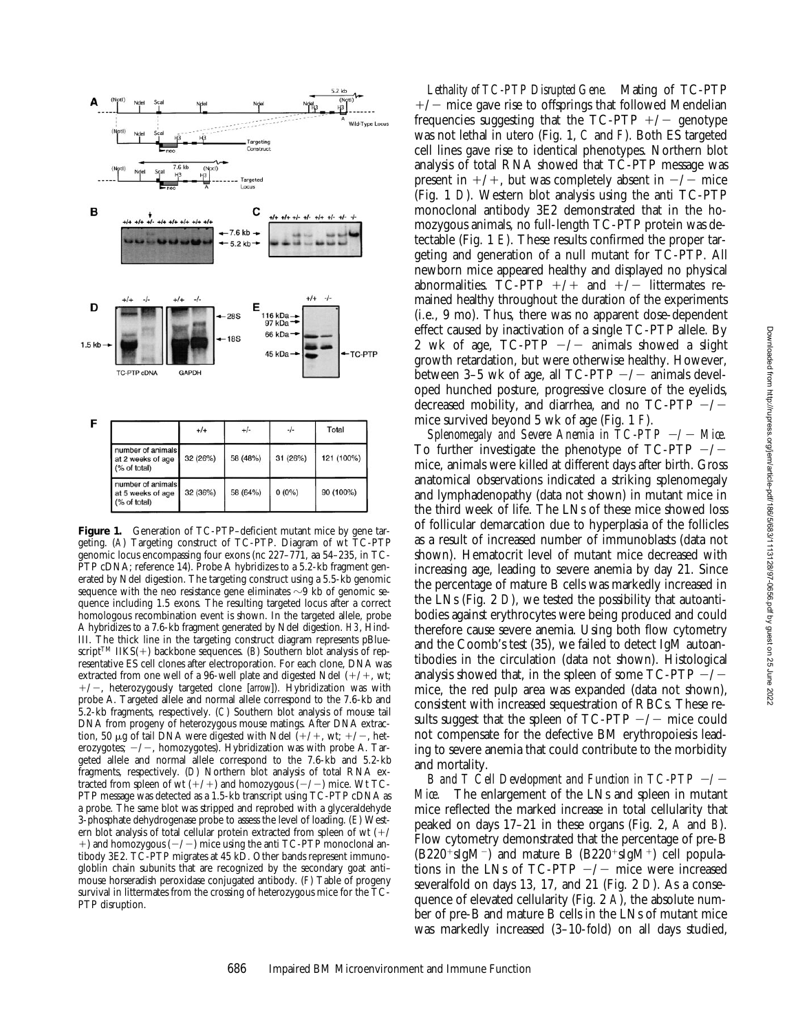| | +/+ | +/- | -/- | Total |
|---|---|---|---|---|
| number of animals at 2 weeks of age (% of total) | 32 (26%) | 58 (48%) | 31 (26%) | 121 (100%) |
| number of animals at 5 weeks of age (% of total) | 32 (36%) | 58 (64%) | 0 (0%) | 90 (100%) |

**Figure 1.** Generation of TC-PTP–deficient mutant mice by gene targeting. (*A*) Targeting construct of TC-PTP. Diagram of wt TC-PTP genomic locus encompassing four exons (nc 227–771, aa 54–235, in TC-PTP cDNA; reference 14). Probe A hybridizes to a 5.2-kb fragment generated by NdeI digestion. The targeting construct using a 5.5-kb genomic sequence with the neo resistance gene eliminates ~9 kb of genomic sequence including 1.5 exons. The resulting targeted locus after a correct homologous recombination event is shown. In the targeted allele, probe A hybridizes to a 7.6-kb fragment generated by NdeI digestion. *H3*, HindIII. The thick line in the targeting construct diagram represents pBluescript™ IIKS(+) backbone sequences. (*B*) Southern blot analysis of representative ES cell clones after electroporation. For each clone, DNA was extracted from one well of a 96-well plate and digested NdeI (+/+, wt; +/−, heterozygously targeted clone [*arrow*]). Hybridization was with probe A. Targeted allele and normal allele correspond to the 7.6-kb and 5.2-kb fragments, respectively. (*C*) Southern blot analysis of mouse tail DNA from progeny of heterozygous mouse matings. After DNA extraction, 50 μg of tail DNA were digested with NdeI (+/+, wt; +/−, heterozygotes; −/−, homozygotes). Hybridization was with probe A. Targeted allele and normal allele correspond to the 7.6-kb and 5.2-kb fragments, respectively. (*D*) Northern blot analysis of total RNA extracted from spleen of wt (+/+) and homozygous (−/−) mice. Wt TC-PTP message was detected as a 1.5-kb transcript using TC-PTP cDNA as a probe. The same blot was stripped and reprobed with a glyceraldehyde 3-phosphate dehydrogenase probe to assess the level of loading. (*E*) Western blot analysis of total cellular protein extracted from spleen of wt (+/+) and homozygous (−/−) mice using the anti TC-PTP monoclonal antibody 3E2. TC-PTP migrates at 45 kD. Other bands represent immunoglobulin chain subunits that are recognized by the secondary goat anti–mouse horseradish peroxidase conjugated antibody. (*F*) Table of progeny survival in littermates from the crossing of heterozygous mice for the TC-PTP disruption.

*Lethality of TC-PTP Disrupted Gene.* Mating of TC-PTP +/− mice gave rise to offsprings that followed Mendelian frequencies suggesting that the TC-PTP +/− genotype was not lethal in utero (Fig. 1, *C* and *F*). Both ES targeted cell lines gave rise to identical phenotypes. Northern blot analysis of total RNA showed that TC-PTP message was present in +/+, but was completely absent in −/− mice (Fig. 1 *D*). Western blot analysis using the anti TC-PTP monoclonal antibody 3E2 demonstrated that in the homozygous animals, no full-length TC-PTP protein was detectable (Fig. 1 *E*). These results confirmed the proper targeting and generation of a null mutant for TC-PTP. All newborn mice appeared healthy and displayed no physical abnormalities. TC-PTP +/+ and +/− littermates remained healthy throughout the duration of the experiments (i.e., 9 mo). Thus, there was no apparent dose-dependent effect caused by inactivation of a single TC-PTP allele. By 2 wk of age, TC-PTP −/− animals showed a slight growth retardation, but were otherwise healthy. However, between 3–5 wk of age, all TC-PTP −/− animals developed hunched posture, progressive closure of the eyelids, decreased mobility, and diarrhea, and no TC-PTP −/− mice survived beyond 5 wk of age (Fig. 1 *F*).

*Splenomegaly and Severe Anemia in TC-PTP −/− Mice.* To further investigate the phenotype of TC-PTP −/− mice, animals were killed at different days after birth. Gross anatomical observations indicated a striking splenomegaly and lymphadenopathy (data not shown) in mutant mice in the third week of life. The LNs of these mice showed loss of follicular demarcation due to hyperplasia of the follicles as a result of increased number of immunoblasts (data not shown). Hematocrit level of mutant mice decreased with increasing age, leading to severe anemia by day 21. Since the percentage of mature B cells was markedly increased in the LNs (Fig. 2 *D*), we tested the possibility that autoantibodies against erythrocytes were being produced and could therefore cause severe anemia. Using both flow cytometry and the Coomb's test (35), we failed to detect IgM autoantibodies in the circulation (data not shown). Histological analysis showed that, in the spleen of some TC-PTP −/− mice, the red pulp area was expanded (data not shown), consistent with increased sequestration of RBCs. These results suggest that the spleen of TC-PTP −/− mice could not compensate for the defective BM erythropoiesis leading to severe anemia that could contribute to the morbidity and mortality.

*B and T Cell Development and Function in TC-PTP −/− Mice.* The enlargement of the LNs and spleen in mutant mice reflected the marked increase in total cellularity that peaked on days 17–21 in these organs (Fig. 2, *A* and *B*). Flow cytometry demonstrated that the percentage of pre-B ($B220^+sIgM^-$) and mature B ($B220^+sIgM^+$) cell populations in the LNs of TC-PTP −/− mice were increased severalfold on days 13, 17, and 21 (Fig. 2 *D*). As a consequence of elevated cellularity (Fig. 2 *A*), the absolute number of pre-B and mature B cells in the LNs of mutant mice was markedly increased (3–10-fold) on all days studied,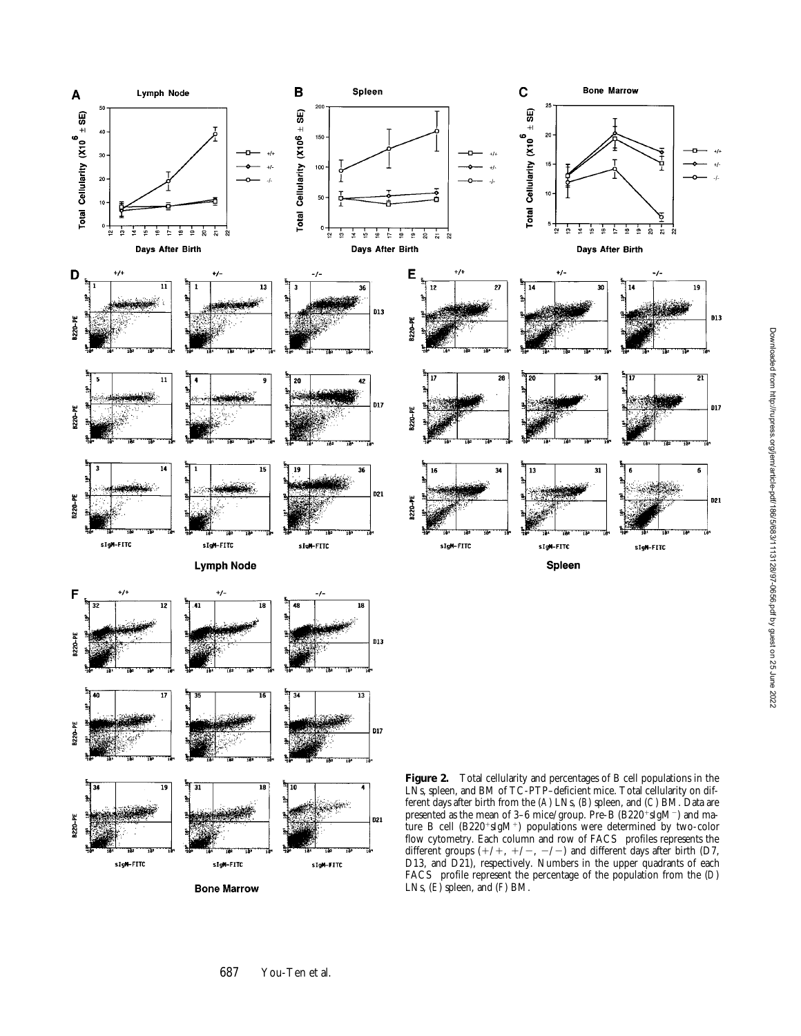**Figure 2.** Total cellularity and percentages of B cell populations in the LNs, spleen, and BM of TC-PTP–deficient mice. Total cellularity on different days after birth from the (A) LNs, (B) spleen, and (C) BM. Data are presented as the mean of 3–6 mice/group. Pre-B ($B220^+sIgM^-$) and mature B cell ($B220^+sIgM^+$) populations were determined by two-color flow cytometry. Each column and row of FACS® profiles represents the different groups (+/+, +/−, −/−) and different days after birth (D7, D13, and D21), respectively. Numbers in the upper quadrants of each FACS® profile represent the percentage of the population from the (D) LNs, (E) spleen, and (F) BM.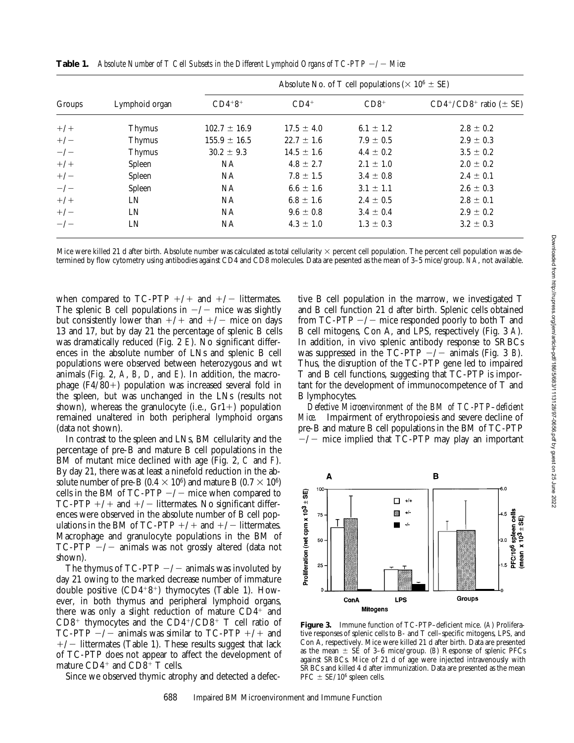**Table 1.** *Absolute Number of T Cell Subsets in the Different Lymphoid Organs of TC-PTP −/− Mice*

| Groups | Lymphoid organ | Absolute No. of T cell populations ($\times 10^6 \pm$ SE) | | | |
|---|---|---|---|---|---|
| | | $CD4^+8^+$ | $CD4^+$ | $CD8^+$ | $CD4^+/CD8^+$ ratio ($\pm$ SE) |
| +/+ | Thymus | 102.7 ± 16.9 | 17.5 ± 4.0 | 6.1 ± 1.2 | 2.8 ± 0.2 |
| +/− | Thymus | 155.9 ± 16.5 | 22.7 ± 1.6 | 7.9 ± 0.5 | 2.9 ± 0.3 |
| −/− | Thymus | 30.2 ± 9.3 | 14.5 ± 1.6 | 4.4 ± 0.2 | 3.5 ± 0.2 |
| +/+ | Spleen | NA | 4.8 ± 2.7 | 2.1 ± 1.0 | 2.0 ± 0.2 |
| +/− | Spleen | NA | 7.8 ± 1.5 | 3.4 ± 0.8 | 2.4 ± 0.1 |
| −/− | Spleen | NA | 6.6 ± 1.6 | 3.1 ± 1.1 | 2.6 ± 0.3 |
| +/+ | LN | NA | 6.8 ± 1.6 | 2.4 ± 0.5 | 2.8 ± 0.1 |
| +/− | LN | NA | 9.6 ± 0.8 | 3.4 ± 0.4 | 2.9 ± 0.2 |
| −/− | LN | NA | 4.3 ± 1.0 | 1.3 ± 0.3 | 3.2 ± 0.3 |

Mice were killed 21 d after birth. Absolute number was calculated as total cellularity × percent cell population. The percent cell population was determined by flow cytometry using antibodies against CD4 and CD8 molecules. Data are pesented as the mean of 3–5 mice/group. *NA*, not available.

when compared to TC-PTP +/+ and +/− littermates. The splenic B cell populations in −/− mice was slightly but consistently lower than +/+ and +/− mice on days 13 and 17, but by day 21 the percentage of splenic B cells was dramatically reduced (Fig. 2 *E*). No significant differences in the absolute number of LNs and splenic B cell populations were observed between heterozygous and wt animals (Fig. 2, *A*, *B*, *D*, and *E*). In addition, the macrophage (F4/80+) population was increased several fold in the spleen, but was unchanged in the LNs (results not shown), whereas the granulocyte (i.e., Gr1+) population remained unaltered in both peripheral lymphoid organs (data not shown).

In contrast to the spleen and LNs, BM cellularity and the percentage of pre-B and mature B cell populations in the BM of mutant mice declined with age (Fig. 2, *C* and *F*). By day 21, there was at least a ninefold reduction in the absolute number of pre-B ($0.4 \times 10^6$) and mature B ($0.7 \times 10^6$) cells in the BM of TC-PTP −/− mice when compared to TC-PTP +/+ and +/− littermates. No significant differences were observed in the absolute number of B cell populations in the BM of TC-PTP +/+ and +/− littermates. Macrophage and granulocyte populations in the BM of TC-PTP −/− animals was not grossly altered (data not shown).

The thymus of TC-PTP −/− animals was involuted by day 21 owing to the marked decrease number of immature double positive ($CD4^+8^+$) thymocytes (Table 1). However, in both thymus and peripheral lymphoid organs, there was only a slight reduction of mature $CD4^+$ and $CD8^+$ thymocytes and the $CD4^+/CD8^+$ T cell ratio of TC-PTP −/− animals was similar to TC-PTP +/+ and +/− littermates (Table 1). These results suggest that lack of TC-PTP does not appear to affect the development of mature $CD4^+$ and $CD8^+$ T cells.

Since we observed thymic atrophy and detected a defective B cell population in the marrow, we investigated T and B cell function 21 d after birth. Splenic cells obtained from TC-PTP −/− mice responded poorly to both T and B cell mitogens, Con A, and LPS, respectively (Fig. 3 *A*). In addition, in vivo splenic antibody response to SRBCs was suppressed in the TC-PTP −/− animals (Fig. 3 *B*). Thus, the disruption of the TC-PTP gene led to impaired T and B cell functions, suggesting that TC-PTP is important for the development of immunocompetence of T and B lymphocytes.

*Defective Microenvironment of the BM of TC-PTP–deficient Mice.* Impairment of erythropoiesis and severe decline of pre-B and mature B cell populations in the BM of TC-PTP −/− mice implied that TC-PTP may play an important

**Figure 3.** Immune function of TC-PTP–deficient mice. (*A*) Proliferative responses of splenic cells to B- and T cell–specific mitogens, LPS, and Con A, respectively. Mice were killed 21 d after birth. Data are presented as the mean ± SE of 3–6 mice/group. (*B*) Response of splenic PFCs against SRBCs. Mice of 21 d of age were injected intravenously with SRBCs and killed 4 d after immunization. Data are presented as the mean PFC ± SE/$10^6$ spleen cells.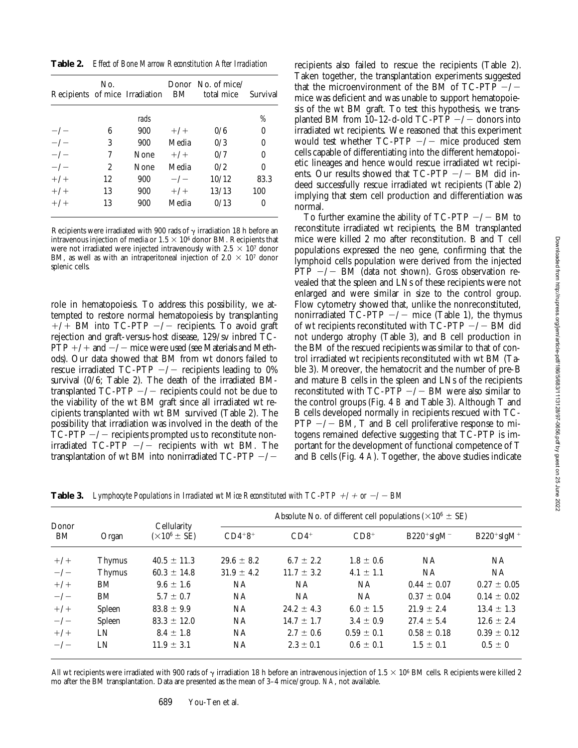**Table 2.** *Effect of Bone Marrow Reconstitution After Irradiation*

| Recipients | No. of mice | Irradiation | Donor BM | No. of mice/ total mice | Survival |
|---|---|---|---|---|---|
| | | *rads* | | | *%* |
| −/− | 6 | 900 | +/+ | 0/6 | 0 |
| −/− | 3 | 900 | Media | 0/3 | 0 |
| −/− | 7 | None | +/+ | 0/7 | 0 |
| −/− | 2 | None | Media | 0/2 | 0 |
| +/+ | 12 | 900 | −/− | 10/12 | 83.3 |
| +/+ | 13 | 900 | +/+ | 13/13 | 100 |
| +/+ | 13 | 900 | Media | 0/13 | 0 |

Recipients were irradiated with 900 rads of γ irradiation 18 h before an intravenous injection of media or $1.5 \times 10^6$ donor BM. Recipients that were not irradiated were injected intravenously with $2.5 \times 10^7$ donor BM, as well as with an intraperitoneal injection of $2.0 \times 10^7$ donor splenic cells.

role in hematopoiesis. To address this possibility, we attempted to restore normal hematopoiesis by transplanting +/+ BM into TC-PTP −/− recipients. To avoid graft rejection and graft-versus-host disease, 129/sv inbred TC-PTP +/+ and −/− mice were used (see Materials and Methods). Our data showed that BM from wt donors failed to rescue irradiated TC-PTP −/− recipients leading to 0% survival (0/6; Table 2). The death of the irradiated BM-transplanted TC-PTP −/− recipients could not be due to the viability of the wt BM graft since all irradiated wt recipients transplanted with wt BM survived (Table 2). The possibility that irradiation was involved in the death of the TC-PTP −/− recipients prompted us to reconstitute nonirradiated TC-PTP −/− recipients with wt BM. The transplantation of wt BM into nonirradiated TC-PTP −/− recipients also failed to rescue the recipients (Table 2). Taken together, the transplantation experiments suggested that the microenvironment of the BM of TC-PTP −/− mice was deficient and was unable to support hematopoiesis of the wt BM graft. To test this hypothesis, we transplanted BM from 10–12-d-old TC-PTP −/− donors into irradiated wt recipients. We reasoned that this experiment would test whether TC-PTP −/− mice produced stem cells capable of differentiating into the different hematopoietic lineages and hence would rescue irradiated wt recipients. Our results showed that TC-PTP −/− BM did indeed successfully rescue irradiated wt recipients (Table 2) implying that stem cell production and differentiation was normal.

To further examine the ability of TC-PTP −/− BM to reconstitute irradiated wt recipients, the BM transplanted mice were killed 2 mo after reconstitution. B and T cell populations expressed the neo gene, confirming that the lymphoid cells population were derived from the injected PTP −/− BM (data not shown). Gross observation revealed that the spleen and LNs of these recipients were not enlarged and were similar in size to the control group. Flow cytometry showed that, unlike the nonreconstituted, nonirradiated TC-PTP −/− mice (Table 1), the thymus of wt recipients reconstituted with TC-PTP −/− BM did not undergo atrophy (Table 3), and B cell production in the BM of the rescued recipients was similar to that of control irradiated wt recipients reconstituted with wt BM (Table 3). Moreover, the hematocrit and the number of pre-B and mature B cells in the spleen and LNs of the recipients reconstituted with TC-PTP −/− BM were also similar to the control groups (Fig. 4 *B* and Table 3). Although T and B cells developed normally in recipients rescued with TC-PTP −/− BM, T and B cell proliferative response to mitogens remained defective suggesting that TC-PTP is important for the development of functional competence of T and B cells (Fig. 4 *A*). Together, the above studies indicate

**Table 3.** *Lymphocyte Populations in Irradiated wt Mice Reconstituted with TC-PTP +/+ or −/− BM*

| Donor BM | Organ | Cellularity ($\times 10^6 \pm$ SE) | Absolute No. of different cell populations ($\times 10^6 \pm$ SE) | | | | |
|---|---|---|---|---|---|---|---|
| | | | $CD4^+8^+$ | $CD4^+$ | $CD8^+$ | $B220^+sIgM^-$ | $B220^+sIgM^+$ |
| +/+ | Thymus | 40.5 ± 11.3 | 29.6 ± 8.2 | 6.7 ± 2.2 | 1.8 ± 0.6 | NA | NA |
| −/− | Thymus | 60.3 ± 14.8 | 31.9 ± 4.2 | 11.7 ± 3.2 | 4.1 ± 1.1 | NA | NA |
| +/+ | BM | 9.6 ± 1.6 | NA | NA | NA | 0.44 ± 0.07 | 0.27 ± 0.05 |
| −/− | BM | 5.7 ± 0.7 | NA | NA | NA | 0.37 ± 0.04 | 0.14 ± 0.02 |
| +/+ | Spleen | 83.8 ± 9.9 | NA | 24.2 ± 4.3 | 6.0 ± 1.5 | 21.9 ± 2.4 | 13.4 ± 1.3 |
| −/− | Spleen | 83.3 ± 12.0 | NA | 14.7 ± 1.7 | 3.4 ± 0.9 | 27.4 ± 5.4 | 12.6 ± 2.4 |
| +/+ | LN | 8.4 ± 1.8 | NA | 2.7 ± 0.6 | 0.59 ± 0.1 | 0.58 ± 0.18 | 0.39 ± 0.12 |
| −/− | LN | 11.9 ± 3.1 | NA | 2.3 ± 0.1 | 0.6 ± 0.1 | 1.5 ± 0.1 | 0.5 ± 0 |

All wt recipients were irradiated with 900 rads of γ irradiation 18 h before an intravenous injection of $1.5 \times 10^6$ BM cells. Recipients were killed 2 mo after the BM transplantation. Data are presented as the mean of 3–4 mice/group. *NA*, not available.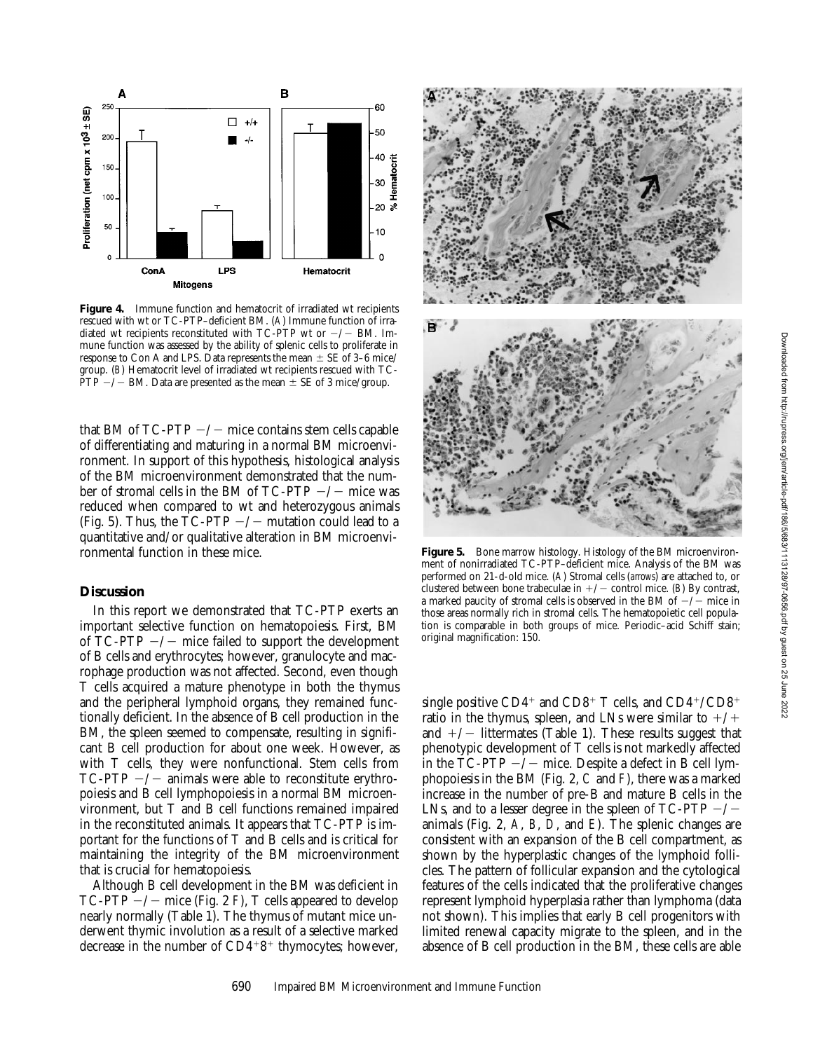**Figure 4.** Immune function and hematocrit of irradiated wt recipients rescued with wt or TC-PTP–deficient BM. (*A*) Immune function of irradiated wt recipients reconstituted with TC-PTP wt or −/− BM. Immune function was assessed by the ability of splenic cells to proliferate in response to Con A and LPS. Data represents the mean ± SE of 3–6 mice/group. (*B*) Hematocrit level of irradiated wt recipients rescued with TC-PTP −/− BM. Data are presented as the mean ± SE of 3 mice/group.

that BM of TC-PTP −/− mice contains stem cells capable of differentiating and maturing in a normal BM microenvironment. In support of this hypothesis, histological analysis of the BM microenvironment demonstrated that the number of stromal cells in the BM of TC-PTP −/− mice was reduced when compared to wt and heterozygous animals (Fig. 5). Thus, the TC-PTP −/− mutation could lead to a quantitative and/or qualitative alteration in BM microenvironmental function in these mice.

## Discussion

In this report we demonstrated that TC-PTP exerts an important selective function on hematopoiesis. First, BM of TC-PTP −/− mice failed to support the development of B cells and erythrocytes; however, granulocyte and macrophage production was not affected. Second, even though T cells acquired a mature phenotype in both the thymus and the peripheral lymphoid organs, they remained functionally deficient. In the absence of B cell production in the BM, the spleen seemed to compensate, resulting in significant B cell production for about one week. However, as with T cells, they were nonfunctional. Stem cells from TC-PTP −/− animals were able to reconstitute erythropoiesis and B cell lymphopoiesis in a normal BM microenvironment, but T and B cell functions remained impaired in the reconstituted animals. It appears that TC-PTP is important for the functions of T and B cells and is critical for maintaining the integrity of the BM microenvironment that is crucial for hematopoiesis.

Although B cell development in the BM was deficient in TC-PTP −/− mice (Fig. 2 *F*), T cells appeared to develop nearly normally (Table 1). The thymus of mutant mice underwent thymic involution as a result of a selective marked decrease in the number of $CD4^+8^+$ thymocytes; however, single positive $CD4^+$ and $CD8^+$ T cells, and $CD4^+/CD8^+$ ratio in the thymus, spleen, and LNs were similar to +/+ and +/− littermates (Table 1). These results suggest that phenotypic development of T cells is not markedly affected in the TC-PTP −/− mice. Despite a defect in B cell lymphopoiesis in the BM (Fig. 2, *C* and *F*), there was a marked increase in the number of pre-B and mature B cells in the LNs, and to a lesser degree in the spleen of TC-PTP −/− animals (Fig. 2, *A*, *B*, *D*, and *E*). The splenic changes are consistent with an expansion of the B cell compartment, as shown by the hyperplastic changes of the lymphoid follicles. The pattern of follicular expansion and the cytological features of the cells indicated that the proliferative changes represent lymphoid hyperplasia rather than lymphoma (data not shown). This implies that early B cell progenitors with limited renewal capacity migrate to the spleen, and in the absence of B cell production in the BM, these cells are able

**Figure 5.** Bone marrow histology. Histology of the BM microenvironment of nonirradiated TC-PTP–deficient mice. Analysis of the BM was performed on 21-d-old mice. (*A*) Stromal cells (*arrows*) are attached to, or clustered between bone trabeculae in +/− control mice. (*B*) By contrast, a marked paucity of stromal cells is observed in the BM of −/− mice in those areas normally rich in stromal cells. The hematopoietic cell population is comparable in both groups of mice. Periodic–acid Schiff stain; original magnification: 150.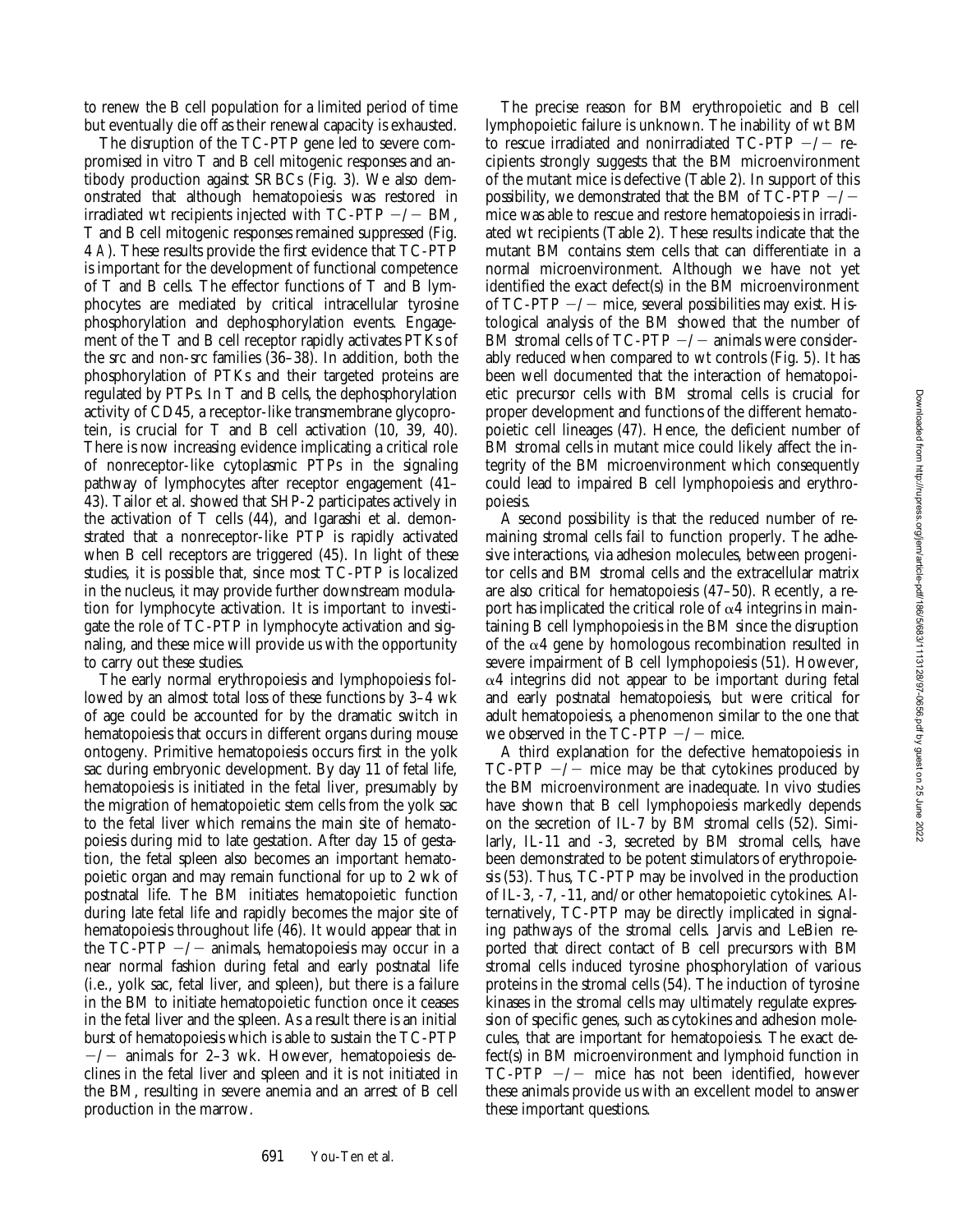to renew the B cell population for a limited period of time but eventually die off as their renewal capacity is exhausted.

The disruption of the TC-PTP gene led to severe compromised in vitro T and B cell mitogenic responses and antibody production against SRBCs (Fig. 3). We also demonstrated that although hematopoiesis was restored in irradiated wt recipients injected with TC-PTP −/− BM, T and B cell mitogenic responses remained suppressed (Fig. 4 *A*). These results provide the first evidence that TC-PTP is important for the development of functional competence of T and B cells. The effector functions of T and B lymphocytes are mediated by critical intracellular tyrosine phosphorylation and dephosphorylation events. Engagement of the T and B cell receptor rapidly activates PTKs of the src and non-src families (36–38). In addition, both the phosphorylation of PTKs and their targeted proteins are regulated by PTPs. In T and B cells, the dephosphorylation activity of CD45, a receptor-like transmembrane glycoprotein, is crucial for T and B cell activation (10, 39, 40). There is now increasing evidence implicating a critical role of nonreceptor-like cytoplasmic PTPs in the signaling pathway of lymphocytes after receptor engagement (41–43). Tailor et al. showed that SHP-2 participates actively in the activation of T cells (44), and Igarashi et al. demonstrated that a nonreceptor-like PTP is rapidly activated when B cell receptors are triggered (45). In light of these studies, it is possible that, since most TC-PTP is localized in the nucleus, it may provide further downstream modulation for lymphocyte activation. It is important to investigate the role of TC-PTP in lymphocyte activation and signaling, and these mice will provide us with the opportunity to carry out these studies.

The early normal erythropoiesis and lymphopoiesis followed by an almost total loss of these functions by 3–4 wk of age could be accounted for by the dramatic switch in hematopoiesis that occurs in different organs during mouse ontogeny. Primitive hematopoiesis occurs first in the yolk sac during embryonic development. By day 11 of fetal life, hematopoiesis is initiated in the fetal liver, presumably by the migration of hematopoietic stem cells from the yolk sac to the fetal liver which remains the main site of hematopoiesis during mid to late gestation. After day 15 of gestation, the fetal spleen also becomes an important hematopoietic organ and may remain functional for up to 2 wk of postnatal life. The BM initiates hematopoietic function during late fetal life and rapidly becomes the major site of hematopoiesis throughout life (46). It would appear that in the TC-PTP −/− animals, hematopoiesis may occur in a near normal fashion during fetal and early postnatal life (i.e., yolk sac, fetal liver, and spleen), but there is a failure in the BM to initiate hematopoietic function once it ceases in the fetal liver and the spleen. As a result there is an initial burst of hematopoiesis which is able to sustain the TC-PTP −/− animals for 2–3 wk. However, hematopoiesis declines in the fetal liver and spleen and it is not initiated in the BM, resulting in severe anemia and an arrest of B cell production in the marrow.

The precise reason for BM erythropoietic and B cell lymphopoietic failure is unknown. The inability of wt BM to rescue irradiated and nonirradiated TC-PTP −/− recipients strongly suggests that the BM microenvironment of the mutant mice is defective (Table 2). In support of this possibility, we demonstrated that the BM of TC-PTP −/− mice was able to rescue and restore hematopoiesis in irradiated wt recipients (Table 2). These results indicate that the mutant BM contains stem cells that can differentiate in a normal microenvironment. Although we have not yet identified the exact defect(s) in the BM microenvironment of TC-PTP −/− mice, several possibilities may exist. Histological analysis of the BM showed that the number of BM stromal cells of TC-PTP −/− animals were considerably reduced when compared to wt controls (Fig. 5). It has been well documented that the interaction of hematopoietic precursor cells with BM stromal cells is crucial for proper development and functions of the different hematopoietic cell lineages (47). Hence, the deficient number of BM stromal cells in mutant mice could likely affect the integrity of the BM microenvironment which consequently could lead to impaired B cell lymphopoiesis and erythropoiesis.

A second possibility is that the reduced number of remaining stromal cells fail to function properly. The adhesive interactions, via adhesion molecules, between progenitor cells and BM stromal cells and the extracellular matrix are also critical for hematopoiesis (47–50). Recently, a report has implicated the critical role of $\alpha4$ integrins in maintaining B cell lymphopoiesis in the BM since the disruption of the $\alpha4$ gene by homologous recombination resulted in severe impairment of B cell lymphopoiesis (51). However, $\alpha4$ integrins did not appear to be important during fetal and early postnatal hematopoiesis, but were critical for adult hematopoiesis, a phenomenon similar to the one that we observed in the TC-PTP −/− mice.

A third explanation for the defective hematopoiesis in TC-PTP −/− mice may be that cytokines produced by the BM microenvironment are inadequate. In vivo studies have shown that B cell lymphopoiesis markedly depends on the secretion of IL-7 by BM stromal cells (52). Similarly, IL-11 and -3, secreted by BM stromal cells, have been demonstrated to be potent stimulators of erythropoiesis (53). Thus, TC-PTP may be involved in the production of IL-3, -7, -11, and/or other hematopoietic cytokines. Alternatively, TC-PTP may be directly implicated in signaling pathways of the stromal cells. Jarvis and LeBien reported that direct contact of B cell precursors with BM stromal cells induced tyrosine phosphorylation of various proteins in the stromal cells (54). The induction of tyrosine kinases in the stromal cells may ultimately regulate expression of specific genes, such as cytokines and adhesion molecules, that are important for hematopoiesis. The exact defect(s) in BM microenvironment and lymphoid function in TC-PTP −/− mice has not been identified, however these animals provide us with an excellent model to answer these important questions.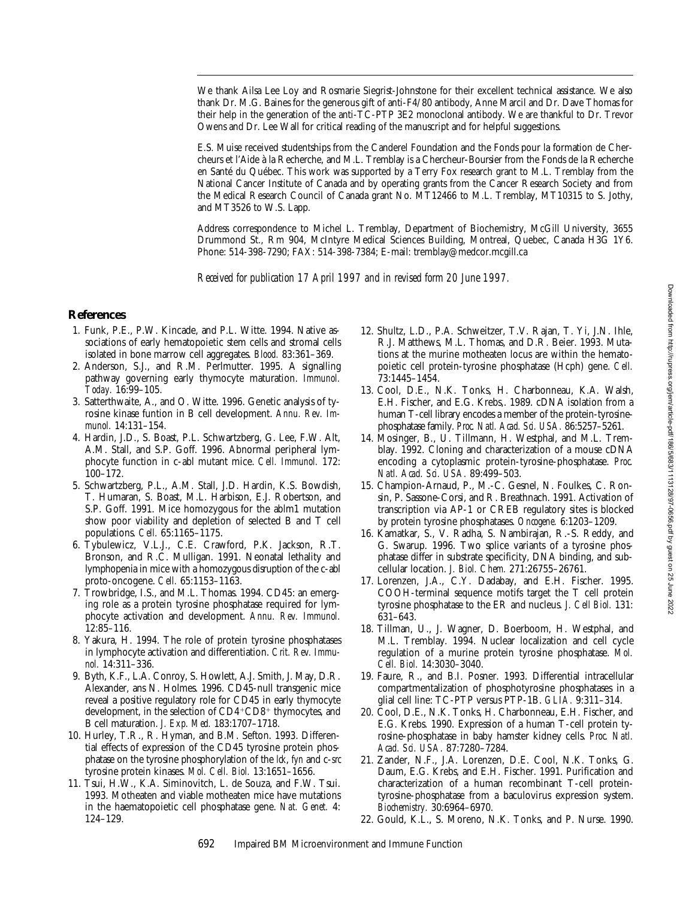We thank Ailsa Lee Loy and Rosmarie Siegrist-Johnstone for their excellent technical assistance. We also thank Dr. M.G. Baines for the generous gift of anti-F4/80 antibody, Anne Marcil and Dr. Dave Thomas for their help in the generation of the anti-TC-PTP 3E2 monoclonal antibody. We are thankful to Dr. Trevor Owens and Dr. Lee Wall for critical reading of the manuscript and for helpful suggestions.

E.S. Muise received studentships from the Canderel Foundation and the Fonds pour la formation de Chercheurs et l'Aide à la Recherche, and M.L. Tremblay is a Chercheur-Boursier from the Fonds de la Recherche en Santé du Québec. This work was supported by a Terry Fox research grant to M.L. Tremblay from the National Cancer Institute of Canada and by operating grants from the Cancer Research Society and from the Medical Research Council of Canada grant No. MT12466 to M.L. Tremblay, MT10315 to S. Jothy, and MT3526 to W.S. Lapp.

Address correspondence to Michel L. Tremblay, Department of Biochemistry, McGill University, 3655 Drummond St., Rm 904, McIntyre Medical Sciences Building, Montreal, Quebec, Canada H3G 1Y6. Phone: 514-398-7290; FAX: 514-398-7384; E-mail: tremblay@medcor.mcgill.ca

*Received for publication 17 April 1997 and in revised form 20 June 1997.*

## References

1. Funk, P.E., P.W. Kincade, and P.L. Witte. 1994. Native associations of early hematopoietic stem cells and stromal cells isolated in bone marrow cell aggregates. *Blood.* 83:361–369.
2. Anderson, S.J., and R.M. Perlmutter. 1995. A signalling pathway governing early thymocyte maturation. *Immunol. Today.* 16:99–105.
3. Satterthwaite, A., and O. Witte. 1996. Genetic analysis of tyrosine kinase funtion in B cell development. *Annu. Rev. Immunol.* 14:131–154.
4. Hardin, J.D., S. Boast, P.L. Schwartzberg, G. Lee, F.W. Alt, A.M. Stall, and S.P. Goff. 1996. Abnormal peripheral lymphocyte function in c-abl mutant mice. *Cell. Immunol.* 172: 100–172.
5. Schwartzberg, P.L., A.M. Stall, J.D. Hardin, K.S. Bowdish, T. Humaran, S. Boast, M.L. Harbison, E.J. Robertson, and S.P. Goff. 1991. Mice homozygous for the ablm1 mutation show poor viability and depletion of selected B and T cell populations. *Cell.* 65:1165–1175.
6. Tybulewicz, V.L.J., C.E. Crawford, P.K. Jackson, R.T. Bronson, and R.C. Mulligan. 1991. Neonatal lethality and lymphopenia in mice with a homozygous disruption of the c-abl proto-oncogene. *Cell.* 65:1153–1163.
7. Trowbridge, I.S., and M.L. Thomas. 1994. CD45: an emerging role as a protein tyrosine phosphatase required for lymphocyte activation and development. *Annu. Rev. Immunol.* 12:85–116.
8. Yakura, H. 1994. The role of protein tyrosine phosphatases in lymphocyte activation and differentiation. *Crit. Rev. Immunol.* 14:311–336.
9. Byth, K.F., L.A. Conroy, S. Howlett, A.J. Smith, J. May, D.R. Alexander, ans N. Holmes. 1996. CD45-null transgenic mice reveal a positive regulatory role for CD45 in early thymocyte development, in the selection of $CD4^+CD8^+$ thymocytes, and B cell maturation. *J. Exp. Med.* 183:1707–1718.
10. Hurley, T.R., R. Hyman, and B.M. Sefton. 1993. Differential effects of expression of the CD45 tyrosine protein phosphatase on the tyrosine phosphorylation of the *lck*, *fyn* and *c-src* tyrosine protein kinases. *Mol. Cell. Biol.* 13:1651–1656.
11. Tsui, H.W., K.A. Siminovitch, L. de Souza, and F.W. Tsui. 1993. Motheaten and viable motheaten mice have mutations in the haematopoietic cell phosphatase gene. *Nat. Genet.* 4: 124–129.
12. Shultz, L.D., P.A. Schweitzer, T.V. Rajan, T. Yi, J.N. Ihle, R.J. Matthews, M.L. Thomas, and D.R. Beier. 1993. Mutations at the murine motheaten locus are within the hematopoietic cell protein-tyrosine phosphatase (Hcph) gene. *Cell.* 73:1445–1454.
13. Cool, D.E., N.K. Tonks, H. Charbonneau, K.A. Walsh, E.H. Fischer, and E.G. Krebs,. 1989. cDNA isolation from a human T-cell library encodes a member of the protein-tyrosine-phosphatase family. *Proc. Natl. Acad. Sci. USA.* 86:5257–5261.
14. Mosinger, B., U. Tillmann, H. Westphal, and M.L. Tremblay. 1992. Cloning and characterization of a mouse cDNA encoding a cytoplasmic protein-tyrosine-phosphatase. *Proc. Natl. Acad. Sci. USA.* 89:499–503.
15. Champion-Arnaud, P., M.-C. Gesnel, N. Foulkes, C. Ronsin, P. Sassone-Corsi, and R. Breathnach. 1991. Activation of transcription via AP-1 or CREB regulatory sites is blocked by protein tyrosine phosphatases. *Oncogene.* 6:1203–1209.
16. Kamatkar, S., V. Radha, S. Nambirajan, R.-S. Reddy, and G. Swarup. 1996. Two splice variants of a tyrosine phosphatase differ in substrate specificity, DNA binding, and subcellular location. *J. Biol. Chem.* 271:26755–26761.
17. Lorenzen, J.A., C.Y. Dadabay, and E.H. Fischer. 1995. COOH-terminal sequence motifs target the T cell protein tyrosine phosphatase to the ER and nucleus. *J. Cell Biol.* 131: 631–643.
18. Tillman, U., J. Wagner, D. Boerboom, H. Westphal, and M.L. Tremblay. 1994. Nuclear localization and cell cycle regulation of a murine protein tyrosine phosphatase. *Mol. Cell. Biol.* 14:3030–3040.
19. Faure, R., and B.I. Posner. 1993. Differential intracellular compartmentalization of phosphotyrosine phosphatases in a glial cell line: TC-PTP versus PTP-1B. *GLIA.* 9:311–314.
20. Cool, D.E., N.K. Tonks, H. Charbonneau, E.H. Fischer, and E.G. Krebs. 1990. Expression of a human T-cell protein tyrosine-phosphatase in baby hamster kidney cells. *Proc. Natl. Acad. Sci. USA.* 87:7280–7284.
21. Zander, N.F., J.A. Lorenzen, D.E. Cool, N.K. Tonks, G. Daum, E.G. Krebs, and E.H. Fischer. 1991. Purification and characterization of a human recombinant T-cell protein-tyrosine-phosphatase from a baculovirus expression system. *Biochemistry.* 30:6964–6970.
22. Gould, K.L., S. Moreno, N.K. Tonks, and P. Nurse. 1990.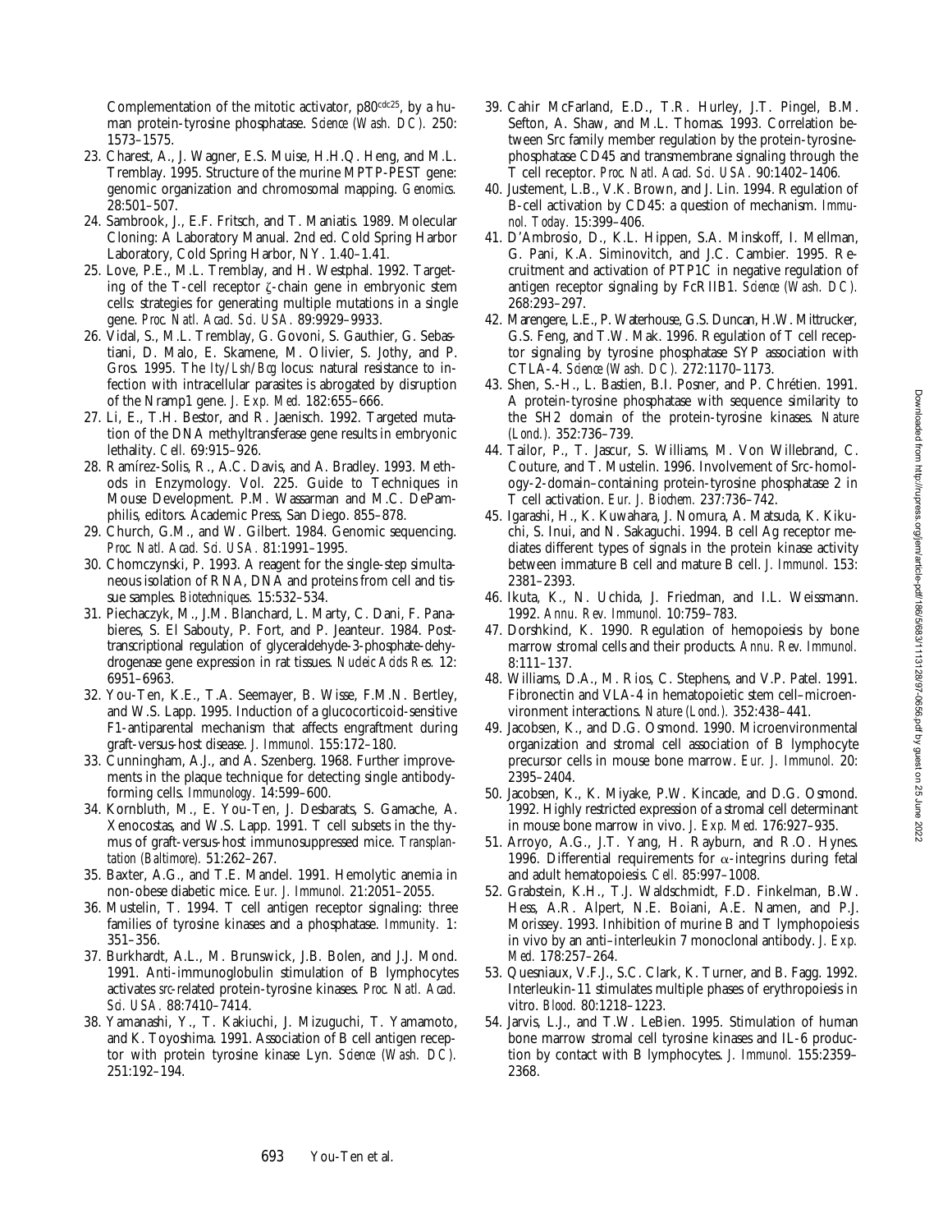Complementation of the mitotic activator, p80[cdc25], by a human protein-tyrosine phosphatase. *Science (Wash. DC).* 250: 1573–1575.

23. Charest, A., J. Wagner, E.S. Muise, H.H.Q. Heng, and M.L. Tremblay. 1995. Structure of the murine MPTP-PEST gene: genomic organization and chromosomal mapping. *Genomics.* 28:501–507.
24. Sambrook, J., E.F. Fritsch, and T. Maniatis. 1989. Molecular Cloning: A Laboratory Manual. 2nd ed. Cold Spring Harbor Laboratory, Cold Spring Harbor, NY. 1.40–1.41.
25. Love, P.E., M.L. Tremblay, and H. Westphal. 1992. Targeting of the T-cell receptor ζ-chain gene in embryonic stem cells: strategies for generating multiple mutations in a single gene. *Proc. Natl. Acad. Sci. USA.* 89:9929–9933.
26. Vidal, S., M.L. Tremblay, G. Govoni, S. Gauthier, G. Sebastiani, D. Malo, E. Skamene, M. Olivier, S. Jothy, and P. Gros. 1995. The *Ity/Lsh/Bcg* locus: natural resistance to infection with intracellular parasites is abrogated by disruption of the Nramp1 gene. *J. Exp. Med.* 182:655–666.
27. Li, E., T.H. Bestor, and R. Jaenisch. 1992. Targeted mutation of the DNA methyltransferase gene results in embryonic lethality. *Cell.* 69:915–926.
28. Ramírez-Solis, R., A.C. Davis, and A. Bradley. 1993. Methods in Enzymology. Vol. 225. Guide to Techniques in Mouse Development. P.M. Wassarman and M.C. DePamphilis, editors. Academic Press, San Diego. 855–878.
29. Church, G.M., and W. Gilbert. 1984. Genomic sequencing. *Proc. Natl. Acad. Sci. USA.* 81:1991–1995.
30. Chomczynski, P. 1993. A reagent for the single-step simultaneous isolation of RNA, DNA and proteins from cell and tissue samples. *Biotechniques.* 15:532–534.
31. Piechaczyk, M., J.M. Blanchard, L. Marty, C. Dani, F. Panabieres, S. El Sabouty, P. Fort, and P. Jeanteur. 1984. Post-transcriptional regulation of glyceraldehyde-3-phosphate-dehydrogenase gene expression in rat tissues. *Nucleic Acids Res.* 12: 6951–6963.
32. You-Ten, K.E., T.A. Seemayer, B. Wisse, F.M.N. Bertley, and W.S. Lapp. 1995. Induction of a glucocorticoid-sensitive F1-antiparental mechanism that affects engraftment during graft-versus-host disease. *J. Immunol.* 155:172–180.
33. Cunningham, A.J., and A. Szenberg. 1968. Further improvements in the plaque technique for detecting single antibody-forming cells. *Immunology.* 14:599–600.
34. Kornbluth, M., E. You-Ten, J. Desbarats, S. Gamache, A. Xenocostas, and W.S. Lapp. 1991. T cell subsets in the thymus of graft-versus-host immunosuppressed mice. *Transplantation (Baltimore).* 51:262–267.
35. Baxter, A.G., and T.E. Mandel. 1991. Hemolytic anemia in non-obese diabetic mice. *Eur. J. Immunol.* 21:2051–2055.
36. Mustelin, T. 1994. T cell antigen receptor signaling: three families of tyrosine kinases and a phosphatase. *Immunity.* 1: 351–356.
37. Burkhardt, A.L., M. Brunswick, J.B. Bolen, and J.J. Mond. 1991. Anti-immunoglobulin stimulation of B lymphocytes activates *src*-related protein-tyrosine kinases. *Proc. Natl. Acad. Sci. USA.* 88:7410–7414.
38. Yamanashi, Y., T. Kakiuchi, J. Mizuguchi, T. Yamamoto, and K. Toyoshima. 1991. Association of B cell antigen receptor with protein tyrosine kinase Lyn. *Science (Wash. DC).* 251:192–194.
39. Cahir McFarland, E.D., T.R. Hurley, J.T. Pingel, B.M. Sefton, A. Shaw, and M.L. Thomas. 1993. Correlation between Src family member regulation by the protein-tyrosine-phosphatase CD45 and transmembrane signaling through the T cell receptor. *Proc. Natl. Acad. Sci. USA.* 90:1402–1406.
40. Justement, L.B., V.K. Brown, and J. Lin. 1994. Regulation of B-cell activation by CD45: a question of mechanism. *Immunol. Today.* 15:399–406.
41. D'Ambrosio, D., K.L. Hippen, S.A. Minskoff, I. Mellman, G. Pani, K.A. Siminovitch, and J.C. Cambier. 1995. Recruitment and activation of PTP1C in negative regulation of antigen receptor signaling by FcRIIB1. *Science (Wash. DC).* 268:293–297.
42. Marengere, L.E., P. Waterhouse, G.S. Duncan, H.W. Mittrucker, G.S. Feng, and T.W. Mak. 1996. Regulation of T cell receptor signaling by tyrosine phosphatase SYP association with CTLA-4. *Science (Wash. DC).* 272:1170–1173.
43. Shen, S.-H., L. Bastien, B.I. Posner, and P. Chrétien. 1991. A protein-tyrosine phosphatase with sequence similarity to the SH2 domain of the protein-tyrosine kinases. *Nature (Lond.).* 352:736–739.
44. Tailor, P., T. Jascur, S. Williams, M. Von Willebrand, C. Couture, and T. Mustelin. 1996. Involvement of Src-homology-2-domain–containing protein-tyrosine phosphatase 2 in T cell activation. *Eur. J. Biochem.* 237:736–742.
45. Igarashi, H., K. Kuwahara, J. Nomura, A. Matsuda, K. Kikuchi, S. Inui, and N. Sakaguchi. 1994. B cell Ag receptor mediates different types of signals in the protein kinase activity between immature B cell and mature B cell. *J. Immunol.* 153: 2381–2393.
46. Ikuta, K., N. Uchida, J. Friedman, and I.L. Weissmann. 1992. *Annu. Rev. Immunol.* 10:759–783.
47. Dorshkind, K. 1990. Regulation of hemopoiesis by bone marrow stromal cells and their products. *Annu. Rev. Immunol.* 8:111–137.
48. Williams, D.A., M. Rios, C. Stephens, and V.P. Patel. 1991. Fibronectin and VLA-4 in hematopoietic stem cell–microenvironment interactions. *Nature (Lond.).* 352:438–441.
49. Jacobsen, K., and D.G. Osmond. 1990. Microenvironmental organization and stromal cell association of B lymphocyte precursor cells in mouse bone marrow. *Eur. J. Immunol.* 20: 2395–2404.
50. Jacobsen, K., K. Miyake, P.W. Kincade, and D.G. Osmond. 1992. Highly restricted expression of a stromal cell determinant in mouse bone marrow in vivo. *J. Exp. Med.* 176:927–935.
51. Arroyo, A.G., J.T. Yang, H. Rayburn, and R.O. Hynes. 1996. Differential requirements for α-integrins during fetal and adult hematopoiesis. *Cell.* 85:997–1008.
52. Grabstein, K.H., T.J. Waldschmidt, F.D. Finkelman, B.W. Hess, A.R. Alpert, N.E. Boiani, A.E. Namen, and P.J. Morissey. 1993. Inhibition of murine B and T lymphopoiesis in vivo by an anti–interleukin 7 monoclonal antibody. *J. Exp. Med.* 178:257–264.
53. Quesniaux, V.F.J., S.C. Clark, K. Turner, and B. Fagg. 1992. Interleukin-11 stimulates multiple phases of erythropoiesis in vitro. *Blood.* 80:1218–1223.
54. Jarvis, L.J., and T.W. LeBien. 1995. Stimulation of human bone marrow stromal cell tyrosine kinases and IL-6 production by contact with B lymphocytes. *J. Immunol.* 155:2359–2368.